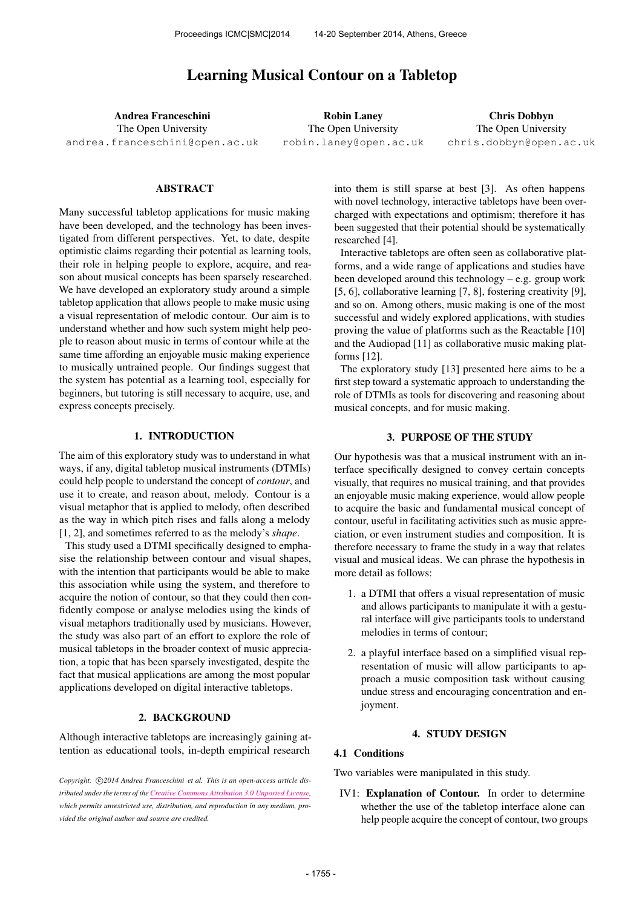# Learning Musical Contour on a Tabletop

**Andrea Franceschini**
The Open University
andrea.franceschini@open.ac.uk

**Robin Laney**
The Open University
robin.laney@open.ac.uk

**Chris Dobbyn**
The Open University
chris.dobbyn@open.ac.uk

## ABSTRACT

Many successful tabletop applications for music making have been developed, and the technology has been investigated from different perspectives. Yet, to date, despite optimistic claims regarding their potential as learning tools, their role in helping people to explore, acquire, and reason about musical concepts has been sparsely researched. We have developed an exploratory study around a simple tabletop application that allows people to make music using a visual representation of melodic contour. Our aim is to understand whether and how such system might help people to reason about music in terms of contour while at the same time affording an enjoyable music making experience to musically untrained people. Our findings suggest that the system has potential as a learning tool, especially for beginners, but tutoring is still necessary to acquire, use, and express concepts precisely.

## 1. INTRODUCTION

The aim of this exploratory study was to understand in what ways, if any, digital tabletop musical instruments (DTMIs) could help people to understand the concept of *contour*, and use it to create, and reason about, melody. Contour is a visual metaphor that is applied to melody, often described as the way in which pitch rises and falls along a melody [1, 2], and sometimes referred to as the melody's *shape*.

This study used a DTMI specifically designed to emphasise the relationship between contour and visual shapes, with the intention that participants would be able to make this association while using the system, and therefore to acquire the notion of contour, so that they could then confidently compose or analyse melodies using the kinds of visual metaphors traditionally used by musicians. However, the study was also part of an effort to explore the role of musical tabletops in the broader context of music appreciation, a topic that has been sparsely investigated, despite the fact that musical applications are among the most popular applications developed on digital interactive tabletops.

## 2. BACKGROUND

Although interactive tabletops are increasingly gaining attention as educational tools, in-depth empirical research into them is still sparse at best [3]. As often happens with novel technology, interactive tabletops have been overcharged with expectations and optimism; therefore it has been suggested that their potential should be systematically researched [4].

Interactive tabletops are often seen as collaborative platforms, and a wide range of applications and studies have been developed around this technology – e.g. group work [5, 6], collaborative learning [7, 8], fostering creativity [9], and so on. Among others, music making is one of the most successful and widely explored applications, with studies proving the value of platforms such as the Reactable [10] and the Audiopad [11] as collaborative music making platforms [12].

The exploratory study [13] presented here aims to be a first step toward a systematic approach to understanding the role of DTMIs as tools for discovering and reasoning about musical concepts, and for music making.

## 3. PURPOSE OF THE STUDY

Our hypothesis was that a musical instrument with an interface specifically designed to convey certain concepts visually, that requires no musical training, and that provides an enjoyable music making experience, would allow people to acquire the basic and fundamental musical concept of contour, useful in facilitating activities such as music appreciation, or even instrument studies and composition. It is therefore necessary to frame the study in a way that relates visual and musical ideas. We can phrase the hypothesis in more detail as follows:

1. a DTMI that offers a visual representation of music and allows participants to manipulate it with a gestural interface will give participants tools to understand melodies in terms of contour;
2. a playful interface based on a simplified visual representation of music will allow participants to approach a music composition task without causing undue stress and encouraging concentration and enjoyment.

## 4. STUDY DESIGN

### 4.1 Conditions

Two variables were manipulated in this study.

IV1: **Explanation of Contour.** In order to determine whether the use of the tabletop interface alone can help people acquire the concept of contour, two groups

*Copyright: ©2014 Andrea Franceschini et al. This is an open-access article distributed under the terms of the Creative Commons Attribution 3.0 Unported License, which permits unrestricted use, distribution, and reproduction in any medium, provided the original author and source are credited.*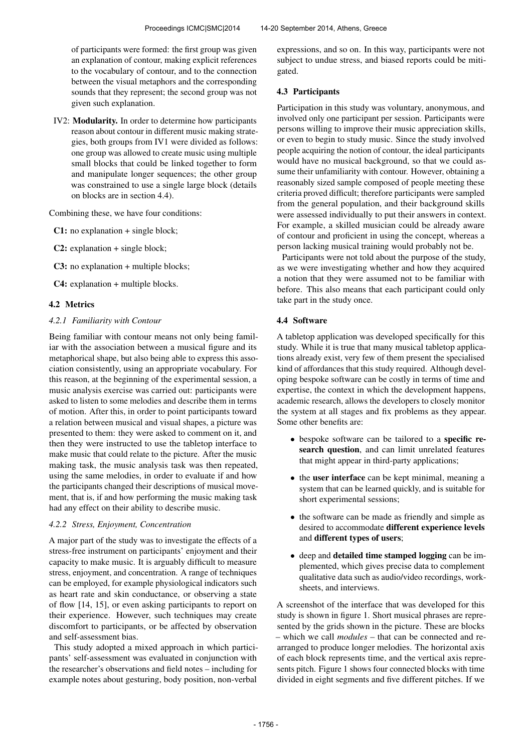of participants were formed: the first group was given an explanation of contour, making explicit references to the vocabulary of contour, and to the connection between the visual metaphors and the corresponding sounds that they represent; the second group was not given such explanation.

IV2: **Modularity.** In order to determine how participants reason about contour in different music making strategies, both groups from IV1 were divided as follows: one group was allowed to create music using multiple small blocks that could be linked together to form and manipulate longer sequences; the other group was constrained to use a single large block (details on blocks are in section 4.4).

Combining these, we have four conditions:

**C1:** no explanation + single block;

**C2:** explanation + single block;

**C3:** no explanation + multiple blocks;

**C4:** explanation + multiple blocks.

### 4.2 Metrics

#### *4.2.1 Familiarity with Contour*

Being familiar with contour means not only being familiar with the association between a musical figure and its metaphorical shape, but also being able to express this association consistently, using an appropriate vocabulary. For this reason, at the beginning of the experimental session, a music analysis exercise was carried out: participants were asked to listen to some melodies and describe them in terms of motion. After this, in order to point participants toward a relation between musical and visual shapes, a picture was presented to them: they were asked to comment on it, and then they were instructed to use the tabletop interface to make music that could relate to the picture. After the music making task, the music analysis task was then repeated, using the same melodies, in order to evaluate if and how the participants changed their descriptions of musical movement, that is, if and how performing the music making task had any effect on their ability to describe music.

#### *4.2.2 Stress, Enjoyment, Concentration*

A major part of the study was to investigate the effects of a stress-free instrument on participants' enjoyment and their capacity to make music. It is arguably difficult to measure stress, enjoyment, and concentration. A range of techniques can be employed, for example physiological indicators such as heart rate and skin conductance, or observing a state of flow [14, 15], or even asking participants to report on their experience. However, such techniques may create discomfort to participants, or be affected by observation and self-assessment bias.

This study adopted a mixed approach in which participants' self-assessment was evaluated in conjunction with the researcher's observations and field notes – including for example notes about gesturing, body position, non-verbal expressions, and so on. In this way, participants were not subject to undue stress, and biased reports could be mitigated.

### 4.3 Participants

Participation in this study was voluntary, anonymous, and involved only one participant per session. Participants were persons willing to improve their music appreciation skills, or even to begin to study music. Since the study involved people acquiring the notion of contour, the ideal participants would have no musical background, so that we could assume their unfamiliarity with contour. However, obtaining a reasonably sized sample composed of people meeting these criteria proved difficult; therefore participants were sampled from the general population, and their background skills were assessed individually to put their answers in context. For example, a skilled musician could be already aware of contour and proficient in using the concept, whereas a person lacking musical training would probably not be.

Participants were not told about the purpose of the study, as we were investigating whether and how they acquired a notion that they were assumed not to be familiar with before. This also means that each participant could only take part in the study once.

### 4.4 Software

A tabletop application was developed specifically for this study. While it is true that many musical tabletop applications already exist, very few of them present the specialised kind of affordances that this study required. Although developing bespoke software can be costly in terms of time and expertise, the context in which the development happens, academic research, allows the developers to closely monitor the system at all stages and fix problems as they appear. Some other benefits are:

- bespoke software can be tailored to a **specific research question**, and can limit unrelated features that might appear in third-party applications;
- the **user interface** can be kept minimal, meaning a system that can be learned quickly, and is suitable for short experimental sessions;
- the software can be made as friendly and simple as desired to accommodate **different experience levels** and **different types of users**;
- deep and **detailed time stamped logging** can be implemented, which gives precise data to complement qualitative data such as audio/video recordings, worksheets, and interviews.

A screenshot of the interface that was developed for this study is shown in figure 1. Short musical phrases are represented by the grids shown in the picture. These are blocks – which we call *modules* – that can be connected and rearranged to produce longer melodies. The horizontal axis of each block represents time, and the vertical axis represents pitch. Figure 1 shows four connected blocks with time divided in eight segments and five different pitches. If we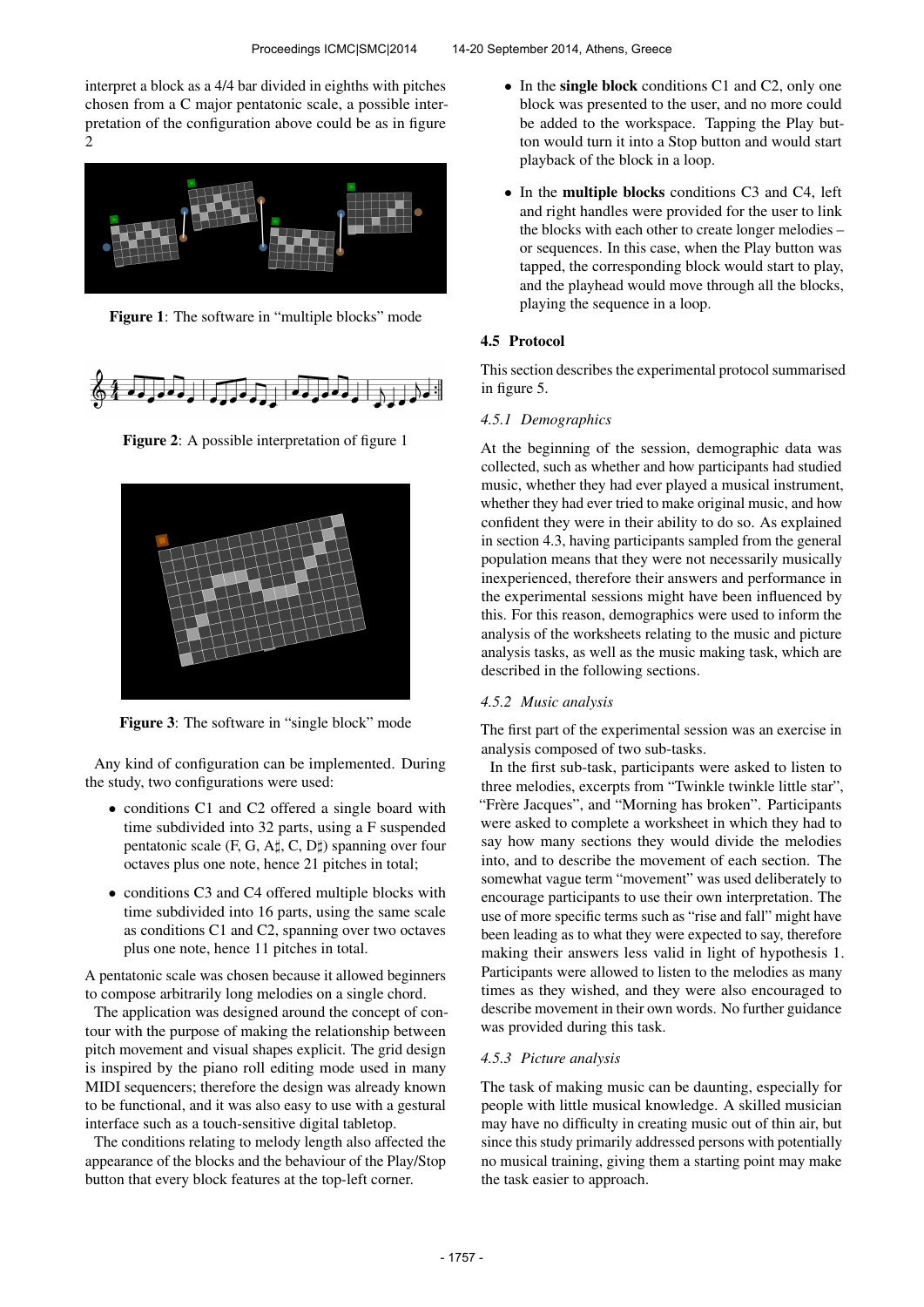interpret a block as a 4/4 bar divided in eighths with pitches chosen from a C major pentatonic scale, a possible interpretation of the configuration above could be as in figure 2

**Figure 1**: The software in "multiple blocks" mode

**Figure 2**: A possible interpretation of figure 1

**Figure 3**: The software in "single block" mode

Any kind of configuration can be implemented. During the study, two configurations were used:

- conditions C1 and C2 offered a single board with time subdivided into 32 parts, using a F suspended pentatonic scale (F, G, A♯, C, D♯) spanning over four octaves plus one note, hence 21 pitches in total;
- conditions C3 and C4 offered multiple blocks with time subdivided into 16 parts, using the same scale as conditions C1 and C2, spanning over two octaves plus one note, hence 11 pitches in total.

A pentatonic scale was chosen because it allowed beginners to compose arbitrarily long melodies on a single chord.

The application was designed around the concept of contour with the purpose of making the relationship between pitch movement and visual shapes explicit. The grid design is inspired by the piano roll editing mode used in many MIDI sequencers; therefore the design was already known to be functional, and it was also easy to use with a gestural interface such as a touch-sensitive digital tabletop.

The conditions relating to melody length also affected the appearance of the blocks and the behaviour of the Play/Stop button that every block features at the top-left corner.

- In the **single block** conditions C1 and C2, only one block was presented to the user, and no more could be added to the workspace. Tapping the Play button would turn it into a Stop button and would start playback of the block in a loop.
- In the **multiple blocks** conditions C3 and C4, left and right handles were provided for the user to link the blocks with each other to create longer melodies – or sequences. In this case, when the Play button was tapped, the corresponding block would start to play, and the playhead would move through all the blocks, playing the sequence in a loop.

### 4.5 Protocol

This section describes the experimental protocol summarised in figure 5.

#### *4.5.1 Demographics*

At the beginning of the session, demographic data was collected, such as whether and how participants had studied music, whether they had ever played a musical instrument, whether they had ever tried to make original music, and how confident they were in their ability to do so. As explained in section 4.3, having participants sampled from the general population means that they were not necessarily musically inexperienced, therefore their answers and performance in the experimental sessions might have been influenced by this. For this reason, demographics were used to inform the analysis of the worksheets relating to the music and picture analysis tasks, as well as the music making task, which are described in the following sections.

#### *4.5.2 Music analysis*

The first part of the experimental session was an exercise in analysis composed of two sub-tasks.

In the first sub-task, participants were asked to listen to three melodies, excerpts from "Twinkle twinkle little star", "Frère Jacques", and "Morning has broken". Participants were asked to complete a worksheet in which they had to say how many sections they would divide the melodies into, and to describe the movement of each section. The somewhat vague term "movement" was used deliberately to encourage participants to use their own interpretation. The use of more specific terms such as "rise and fall" might have been leading as to what they were expected to say, therefore making their answers less valid in light of hypothesis 1. Participants were allowed to listen to the melodies as many times as they wished, and they were also encouraged to describe movement in their own words. No further guidance was provided during this task.

#### *4.5.3 Picture analysis*

The task of making music can be daunting, especially for people with little musical knowledge. A skilled musician may have no difficulty in creating music out of thin air, but since this study primarily addressed persons with potentially no musical training, giving them a starting point may make the task easier to approach.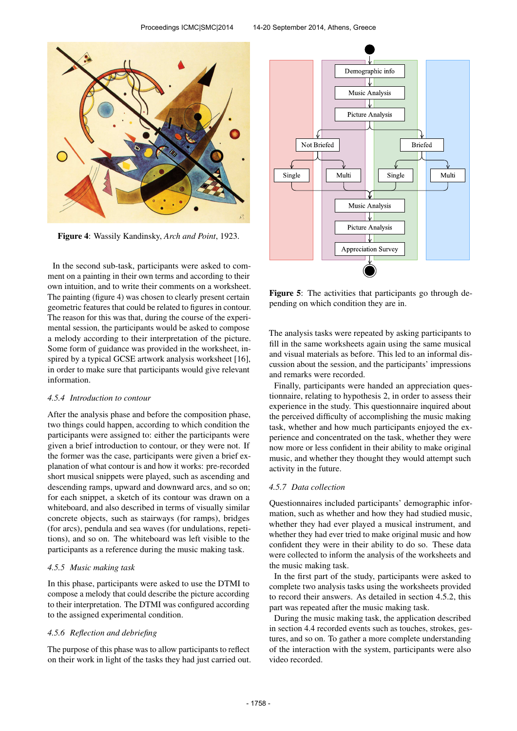**Figure 4**: Wassily Kandinsky, *Arch and Point*, 1923.

In the second sub-task, participants were asked to comment on a painting in their own terms and according to their own intuition, and to write their comments on a worksheet. The painting (figure 4) was chosen to clearly present certain geometric features that could be related to figures in contour. The reason for this was that, during the course of the experimental session, the participants would be asked to compose a melody according to their interpretation of the picture. Some form of guidance was provided in the worksheet, inspired by a typical GCSE artwork analysis worksheet [16], in order to make sure that participants would give relevant information.

### 4.5.4 Introduction to contour

After the analysis phase and before the composition phase, two things could happen, according to which condition the participants were assigned to: either the participants were given a brief introduction to contour, or they were not. If the former was the case, participants were given a brief explanation of what contour is and how it works: pre-recorded short musical snippets were played, such as ascending and descending ramps, upward and downward arcs, and so on; for each snippet, a sketch of its contour was drawn on a whiteboard, and also described in terms of visually similar concrete objects, such as stairways (for ramps), bridges (for arcs), pendula and sea waves (for undulations, repetitions), and so on. The whiteboard was left visible to the participants as a reference during the music making task.

### 4.5.5 Music making task

In this phase, participants were asked to use the DTMI to compose a melody that could describe the picture according to their interpretation. The DTMI was configured according to the assigned experimental condition.

### 4.5.6 Reflection and debriefing

The purpose of this phase was to allow participants to reflect on their work in light of the tasks they had just carried out.

**Figure 5**: The activities that participants go through depending on which condition they are in.

The analysis tasks were repeated by asking participants to fill in the same worksheets again using the same musical and visual materials as before. This led to an informal discussion about the session, and the participants' impressions and remarks were recorded.

Finally, participants were handed an appreciation questionnaire, relating to hypothesis 2, in order to assess their experience in the study. This questionnaire inquired about the perceived difficulty of accomplishing the music making task, whether and how much participants enjoyed the experience and concentrated on the task, whether they were now more or less confident in their ability to make original music, and whether they thought they would attempt such activity in the future.

### 4.5.7 Data collection

Questionnaires included participants' demographic information, such as whether and how they had studied music, whether they had ever played a musical instrument, and whether they had ever tried to make original music and how confident they were in their ability to do so. These data were collected to inform the analysis of the worksheets and the music making task.

In the first part of the study, participants were asked to complete two analysis tasks using the worksheets provided to record their answers. As detailed in section 4.5.2, this part was repeated after the music making task.

During the music making task, the application described in section 4.4 recorded events such as touches, strokes, gestures, and so on. To gather a more complete understanding of the interaction with the system, participants were also video recorded.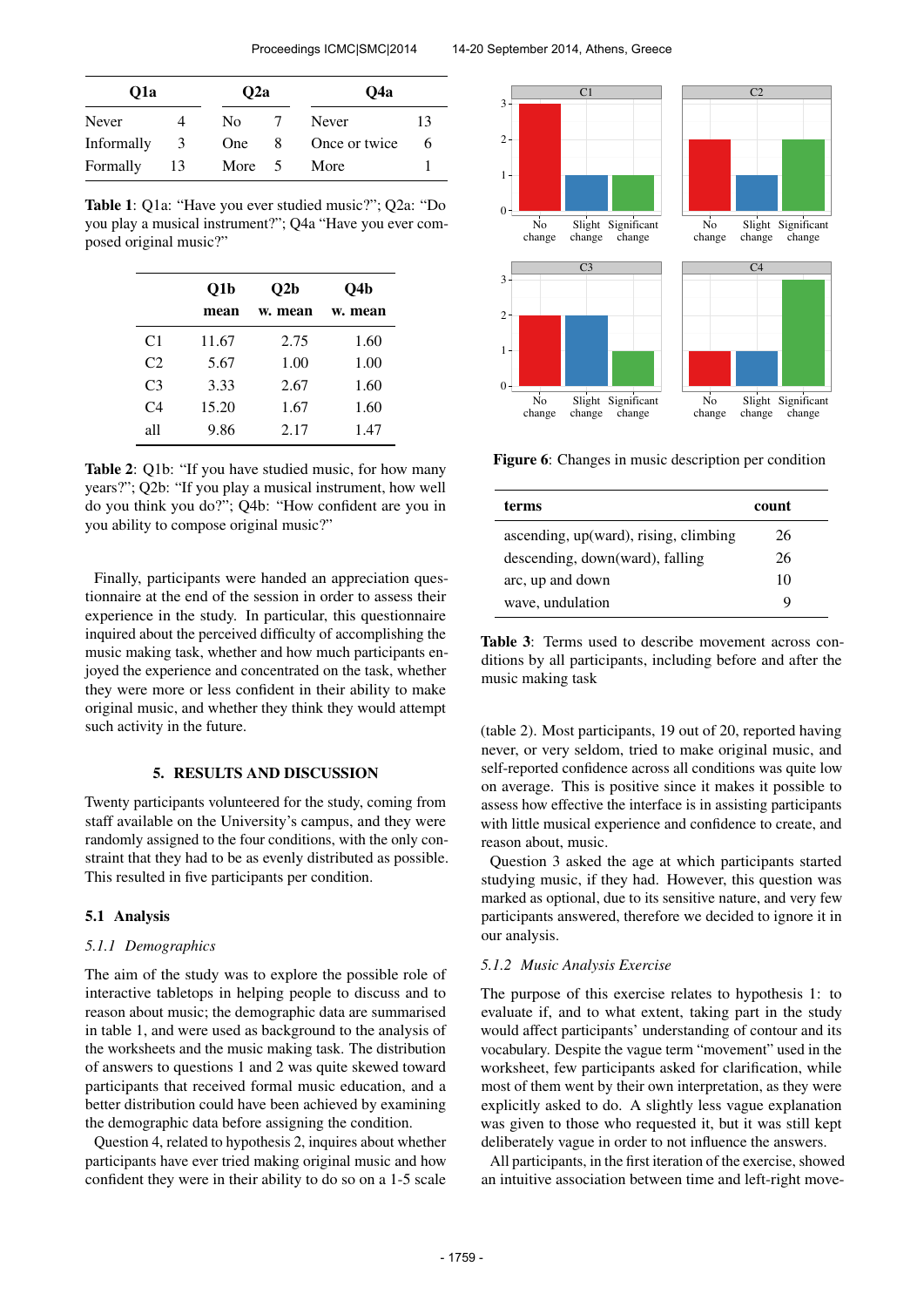| Q1a | | Q2a | | Q4a | |
|---|---|---|---|---|---|
| Never | 4 | No | 7 | Never | 13 |
| Informally | 3 | One | 8 | Once or twice | 6 |
| Formally | 13 | More | 5 | More | 1 |

**Table 1**: Q1a: "Have you ever studied music?"; Q2a: "Do you play a musical instrument?"; Q4a "Have you ever composed original music?"

| | Q1b mean | Q2b w. mean | Q4b w. mean |
|---|---|---|---|
| C1 | 11.67 | 2.75 | 1.60 |
| C2 | 5.67 | 1.00 | 1.00 |
| C3 | 3.33 | 2.67 | 1.60 |
| C4 | 15.20 | 1.67 | 1.60 |
| all | 9.86 | 2.17 | 1.47 |

**Table 2**: Q1b: "If you have studied music, for how many years?"; Q2b: "If you play a musical instrument, how well do you think you do?"; Q4b: "How confident are you in you ability to compose original music?"

Finally, participants were handed an appreciation questionnaire at the end of the session in order to assess their experience in the study. In particular, this questionnaire inquired about the perceived difficulty of accomplishing the music making task, whether and how much participants enjoyed the experience and concentrated on the task, whether they were more or less confident in their ability to make original music, and whether they think they would attempt such activity in the future.

## 5. RESULTS AND DISCUSSION

Twenty participants volunteered for the study, coming from staff available on the University's campus, and they were randomly assigned to the four conditions, with the only constraint that they had to be as evenly distributed as possible. This resulted in five participants per condition.

### 5.1 Analysis

#### *5.1.1 Demographics*

The aim of the study was to explore the possible role of interactive tabletops in helping people to discuss and to reason about music; the demographic data are summarised in table 1, and were used as background to the analysis of the worksheets and the music making task. The distribution of answers to questions 1 and 2 was quite skewed toward participants that received formal music education, and a better distribution could have been achieved by examining the demographic data before assigning the condition.

Question 4, related to hypothesis 2, inquires about whether participants have ever tried making original music and how confident they were in their ability to do so on a 1-5 scale (table 2). Most participants, 19 out of 20, reported having never, or very seldom, tried to make original music, and self-reported confidence across all conditions was quite low on average. This is positive since it makes it possible to assess how effective the interface is in assisting participants with little musical experience and confidence to create, and reason about, music.

Question 3 asked the age at which participants started studying music, if they had. However, this question was marked as optional, due to its sensitive nature, and very few participants answered, therefore we decided to ignore it in our analysis.

**Figure 6**: Changes in music description per condition

| terms | count |
|---|---|
| ascending, up(ward), rising, climbing | 26 |
| descending, down(ward), falling | 26 |
| arc, up and down | 10 |
| wave, undulation | 9 |

**Table 3**: Terms used to describe movement across conditions by all participants, including before and after the music making task

#### *5.1.2 Music Analysis Exercise*

The purpose of this exercise relates to hypothesis 1: to evaluate if, and to what extent, taking part in the study would affect participants' understanding of contour and its vocabulary. Despite the vague term "movement" used in the worksheet, few participants asked for clarification, while most of them went by their own interpretation, as they were explicitly asked to do. A slightly less vague explanation was given to those who requested it, but it was still kept deliberately vague in order to not influence the answers.

All participants, in the first iteration of the exercise, showed an intuitive association between time and left-right move-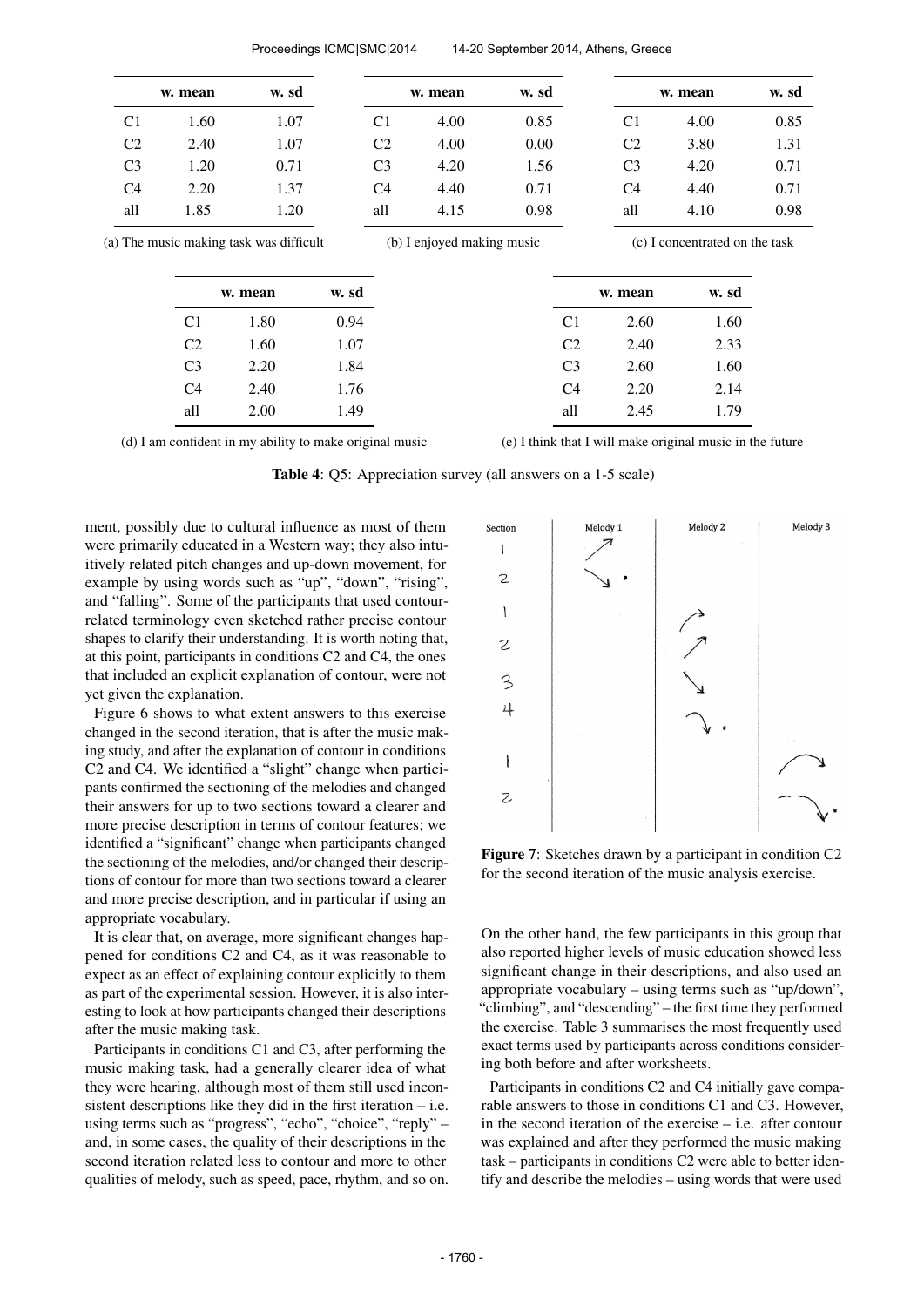| | w. mean | w. sd |
|---|---|---|
| C1 | 1.60 | 1.07 |
| C2 | 2.40 | 1.07 |
| C3 | 1.20 | 0.71 |
| C4 | 2.20 | 1.37 |
| all | 1.85 | 1.20 |

(a) The music making task was difficult

| | w. mean | w. sd |
|---|---|---|
| C1 | 4.00 | 0.85 |
| C2 | 4.00 | 0.00 |
| C3 | 4.20 | 1.56 |
| C4 | 4.40 | 0.71 |
| all | 4.15 | 0.98 |

(b) I enjoyed making music

| | w. mean | w. sd |
|---|---|---|
| C1 | 4.00 | 0.85 |
| C2 | 3.80 | 1.31 |
| C3 | 4.20 | 0.71 |
| C4 | 4.40 | 0.71 |
| all | 4.10 | 0.98 |

(c) I concentrated on the task

| | w. mean | w. sd |
|---|---|---|
| C1 | 1.80 | 0.94 |
| C2 | 1.60 | 1.07 |
| C3 | 2.20 | 1.84 |
| C4 | 2.40 | 1.76 |
| all | 2.00 | 1.49 |

(d) I am confident in my ability to make original music

| | w. mean | w. sd |
|---|---|---|
| C1 | 2.60 | 1.60 |
| C2 | 2.40 | 2.33 |
| C3 | 2.60 | 1.60 |
| C4 | 2.20 | 2.14 |
| all | 2.45 | 1.79 |

(e) I think that I will make original music in the future

**Table 4**: Q5: Appreciation survey (all answers on a 1-5 scale)

ment, possibly due to cultural influence as most of them were primarily educated in a Western way; they also intuitively related pitch changes and up-down movement, for example by using words such as "up", "down", "rising", and "falling". Some of the participants that used contour-related terminology even sketched rather precise contour shapes to clarify their understanding. It is worth noting that, at this point, participants in conditions C2 and C4, the ones that included an explicit explanation of contour, were not yet given the explanation.

Figure 6 shows to what extent answers to this exercise changed in the second iteration, that is after the music making study, and after the explanation of contour in conditions C2 and C4. We identified a "slight" change when participants confirmed the sectioning of the melodies and changed their answers for up to two sections toward a clearer and more precise description in terms of contour features; we identified a "significant" change when participants changed the sectioning of the melodies, and/or changed their descriptions of contour for more than two sections toward a clearer and more precise description, and in particular if using an appropriate vocabulary.

It is clear that, on average, more significant changes happened for conditions C2 and C4, as it was reasonable to expect as an effect of explaining contour explicitly to them as part of the experimental session. However, it is also interesting to look at how participants changed their descriptions after the music making task.

Participants in conditions C1 and C3, after performing the music making task, had a generally clearer idea of what they were hearing, although most of them still used inconsistent descriptions like they did in the first iteration – i.e. using terms such as "progress", "echo", "choice", "reply" – and, in some cases, the quality of their descriptions in the second iteration related less to contour and more to other qualities of melody, such as speed, pace, rhythm, and so on.

**Figure 7**: Sketches drawn by a participant in condition C2 for the second iteration of the music analysis exercise.

On the other hand, the few participants in this group that also reported higher levels of music education showed less significant change in their descriptions, and also used an appropriate vocabulary – using terms such as "up/down", "climbing", and "descending" – the first time they performed the exercise. Table 3 summarises the most frequently used exact terms used by participants across conditions considering both before and after worksheets.

Participants in conditions C2 and C4 initially gave comparable answers to those in conditions C1 and C3. However, in the second iteration of the exercise – i.e. after contour was explained and after they performed the music making task – participants in conditions C2 were able to better identify and describe the melodies – using words that were used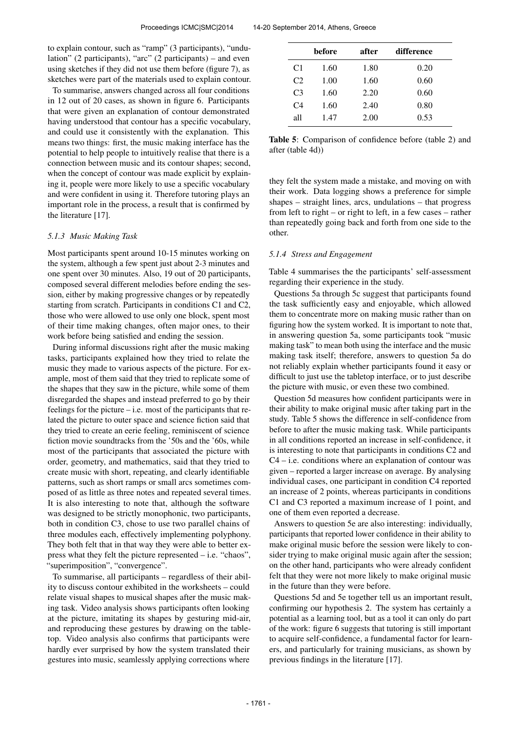to explain contour, such as "ramp" (3 participants), "undulation" (2 participants), "arc" (2 participants) – and even using sketches if they did not use them before (figure 7), as sketches were part of the materials used to explain contour.

To summarise, answers changed across all four conditions in 12 out of 20 cases, as shown in figure 6. Participants that were given an explanation of contour demonstrated having understood that contour has a specific vocabulary, and could use it consistently with the explanation. This means two things: first, the music making interface has the potential to help people to intuitively realise that there is a connection between music and its contour shapes; second, when the concept of contour was made explicit by explaining it, people were more likely to use a specific vocabulary and were confident in using it. Therefore tutoring plays an important role in the process, a result that is confirmed by the literature [17].

#### *5.1.3 Music Making Task*

Most participants spent around 10-15 minutes working on the system, although a few spent just about 2-3 minutes and one spent over 30 minutes. Also, 19 out of 20 participants, composed several different melodies before ending the session, either by making progressive changes or by repeatedly starting from scratch. Participants in conditions C1 and C2, those who were allowed to use only one block, spent most of their time making changes, often major ones, to their work before being satisfied and ending the session.

During informal discussions right after the music making tasks, participants explained how they tried to relate the music they made to various aspects of the picture. For example, most of them said that they tried to replicate some of the shapes that they saw in the picture, while some of them disregarded the shapes and instead preferred to go by their feelings for the picture – i.e. most of the participants that related the picture to outer space and science fiction said that they tried to create an eerie feeling, reminiscent of science fiction movie soundtracks from the '50s and the '60s, while most of the participants that associated the picture with order, geometry, and mathematics, said that they tried to create music with short, repeating, and clearly identifiable patterns, such as short ramps or small arcs sometimes composed of as little as three notes and repeated several times. It is also interesting to note that, although the software was designed to be strictly monophonic, two participants, both in condition C3, chose to use two parallel chains of three modules each, effectively implementing polyphony. They both felt that in that way they were able to better express what they felt the picture represented – i.e. "chaos", "superimposition", "convergence".

To summarise, all participants – regardless of their ability to discuss contour exhibited in the worksheets – could relate visual shapes to musical shapes after the music making task. Video analysis shows participants often looking at the picture, imitating its shapes by gesturing mid-air, and reproducing these gestures by drawing on the tabletop. Video analysis also confirms that participants were hardly ever surprised by how the system translated their gestures into music, seamlessly applying corrections where they felt the system made a mistake, and moving on with their work. Data logging shows a preference for simple shapes – straight lines, arcs, undulations – that progress from left to right – or right to left, in a few cases – rather than repeatedly going back and forth from one side to the other.

|  | before | after | difference |
|---|---|---|---|
| C1 | 1.60 | 1.80 | 0.20 |
| C2 | 1.00 | 1.60 | 0.60 |
| C3 | 1.60 | 2.20 | 0.60 |
| C4 | 1.60 | 2.40 | 0.80 |
| all | 1.47 | 2.00 | 0.53 |

**Table 5**: Comparison of confidence before (table 2) and after (table 4d))

#### *5.1.4 Stress and Engagement*

Table 4 summarises the the participants' self-assessment regarding their experience in the study.

Questions 5a through 5c suggest that participants found the task sufficiently easy and enjoyable, which allowed them to concentrate more on making music rather than on figuring how the system worked. It is important to note that, in answering question 5a, some participants took "music making task" to mean both using the interface and the music making task itself; therefore, answers to question 5a do not reliably explain whether participants found it easy or difficult to just use the tabletop interface, or to just describe the picture with music, or even these two combined.

Question 5d measures how confident participants were in their ability to make original music after taking part in the study. Table 5 shows the difference in self-confidence from before to after the music making task. While participants in all conditions reported an increase in self-confidence, it is interesting to note that participants in conditions C2 and C4 – i.e. conditions where an explanation of contour was given – reported a larger increase on average. By analysing individual cases, one participant in condition C4 reported an increase of 2 points, whereas participants in conditions C1 and C3 reported a maximum increase of 1 point, and one of them even reported a decrease.

Answers to question 5e are also interesting: individually, participants that reported lower confidence in their ability to make original music before the session were likely to consider trying to make original music again after the session; on the other hand, participants who were already confident felt that they were not more likely to make original music in the future than they were before.

Questions 5d and 5e together tell us an important result, confirming our hypothesis 2. The system has certainly a potential as a learning tool, but as a tool it can only do part of the work: figure 6 suggests that tutoring is still important to acquire self-confidence, a fundamental factor for learners, and particularly for training musicians, as shown by previous findings in the literature [17].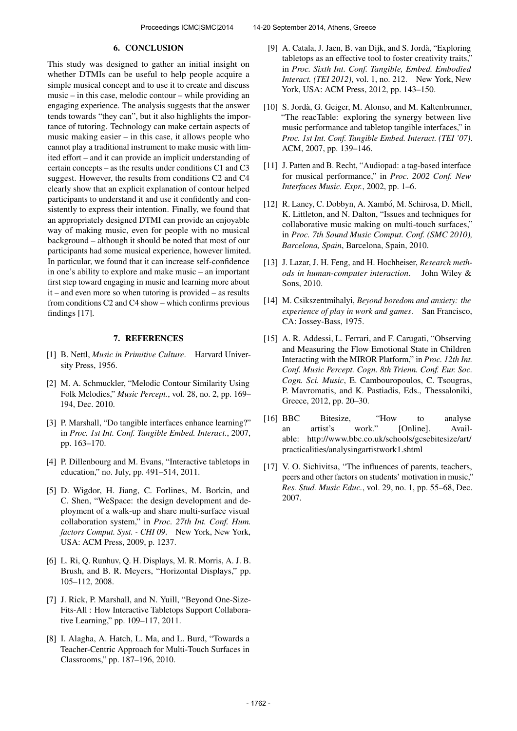## 6. CONCLUSION

This study was designed to gather an initial insight on whether DTMIs can be useful to help people acquire a simple musical concept and to use it to create and discuss music – in this case, melodic contour – while providing an engaging experience. The analysis suggests that the answer tends towards "they can", but it also highlights the importance of tutoring. Technology can make certain aspects of music making easier – in this case, it allows people who cannot play a traditional instrument to make music with limited effort – and it can provide an implicit understanding of certain concepts – as the results under conditions C1 and C3 suggest. However, the results from conditions C2 and C4 clearly show that an explicit explanation of contour helped participants to understand it and use it confidently and consistently to express their intention. Finally, we found that an appropriately designed DTMI can provide an enjoyable way of making music, even for people with no musical background – although it should be noted that most of our participants had some musical experience, however limited. In particular, we found that it can increase self-confidence in one's ability to explore and make music – an important first step toward engaging in music and learning more about it – and even more so when tutoring is provided – as results from conditions C2 and C4 show – which confirms previous findings [17].

## 7. REFERENCES

[1] B. Nettl, *Music in Primitive Culture*. Harvard University Press, 1956.

[2] M. A. Schmuckler, "Melodic Contour Similarity Using Folk Melodies," *Music Percept.*, vol. 28, no. 2, pp. 169–194, Dec. 2010.

[3] P. Marshall, "Do tangible interfaces enhance learning?" in *Proc. 1st Int. Conf. Tangible Embed. Interact.*, 2007, pp. 163–170.

[4] P. Dillenbourg and M. Evans, "Interactive tabletops in education," no. July, pp. 491–514, 2011.

[5] D. Wigdor, H. Jiang, C. Forlines, M. Borkin, and C. Shen, "WeSpace: the design development and deployment of a walk-up and share multi-surface visual collaboration system," in *Proc. 27th Int. Conf. Hum. factors Comput. Syst. - CHI 09*. New York, New York, USA: ACM Press, 2009, p. 1237.

[6] L. Ri, Q. Runhuv, Q. H. Displays, M. R. Morris, A. J. B. Brush, and B. R. Meyers, "Horizontal Displays," pp. 105–112, 2008.

[7] J. Rick, P. Marshall, and N. Yuill, "Beyond One-Size-Fits-All : How Interactive Tabletops Support Collaborative Learning," pp. 109–117, 2011.

[8] I. Alagha, A. Hatch, L. Ma, and L. Burd, "Towards a Teacher-Centric Approach for Multi-Touch Surfaces in Classrooms," pp. 187–196, 2010.

[9] A. Catala, J. Jaen, B. van Dijk, and S. Jordà, "Exploring tabletops as an effective tool to foster creativity traits," in *Proc. Sixth Int. Conf. Tangible, Embed. Embodied Interact. (TEI 2012)*, vol. 1, no. 212. New York, New York, USA: ACM Press, 2012, pp. 143–150.

[10] S. Jordà, G. Geiger, M. Alonso, and M. Kaltenbrunner, "The reacTable: exploring the synergy between live music performance and tabletop tangible interfaces," in *Proc. 1st Int. Conf. Tangible Embed. Interact. (TEI '07)*. ACM, 2007, pp. 139–146.

[11] J. Patten and B. Recht, "Audiopad: a tag-based interface for musical performance," in *Proc. 2002 Conf. New Interfaces Music. Expr.*, 2002, pp. 1–6.

[12] R. Laney, C. Dobbyn, A. Xambó, M. Schirosa, D. Miell, K. Littleton, and N. Dalton, "Issues and techniques for collaborative music making on multi-touch surfaces," in *Proc. 7th Sound Music Comput. Conf. (SMC 2010), Barcelona, Spain*, Barcelona, Spain, 2010.

[13] J. Lazar, J. H. Feng, and H. Hochheiser, *Research methods in human-computer interaction*. John Wiley & Sons, 2010.

[14] M. Csikszentmihalyi, *Beyond boredom and anxiety: the experience of play in work and games*. San Francisco, CA: Jossey-Bass, 1975.

[15] A. R. Addessi, L. Ferrari, and F. Carugati, "Observing and Measuring the Flow Emotional State in Children Interacting with the MIROR Platform," in *Proc. 12th Int. Conf. Music Percept. Cogn. 8th Trienn. Conf. Eur. Soc. Cogn. Sci. Music*, E. Cambouropoulos, C. Tsougras, P. Mavromatis, and K. Pastiadis, Eds., Thessaloniki, Greece, 2012, pp. 20–30.

[16] BBC Bitesize, "How to analyse an artist's work." [Online]. Available: http://www.bbc.co.uk/schools/gcsebitesize/art/practicalities/analysingartistwork1.shtml

[17] V. O. Sichivitsa, "The influences of parents, teachers, peers and other factors on students' motivation in music," *Res. Stud. Music Educ.*, vol. 29, no. 1, pp. 55–68, Dec. 2007.